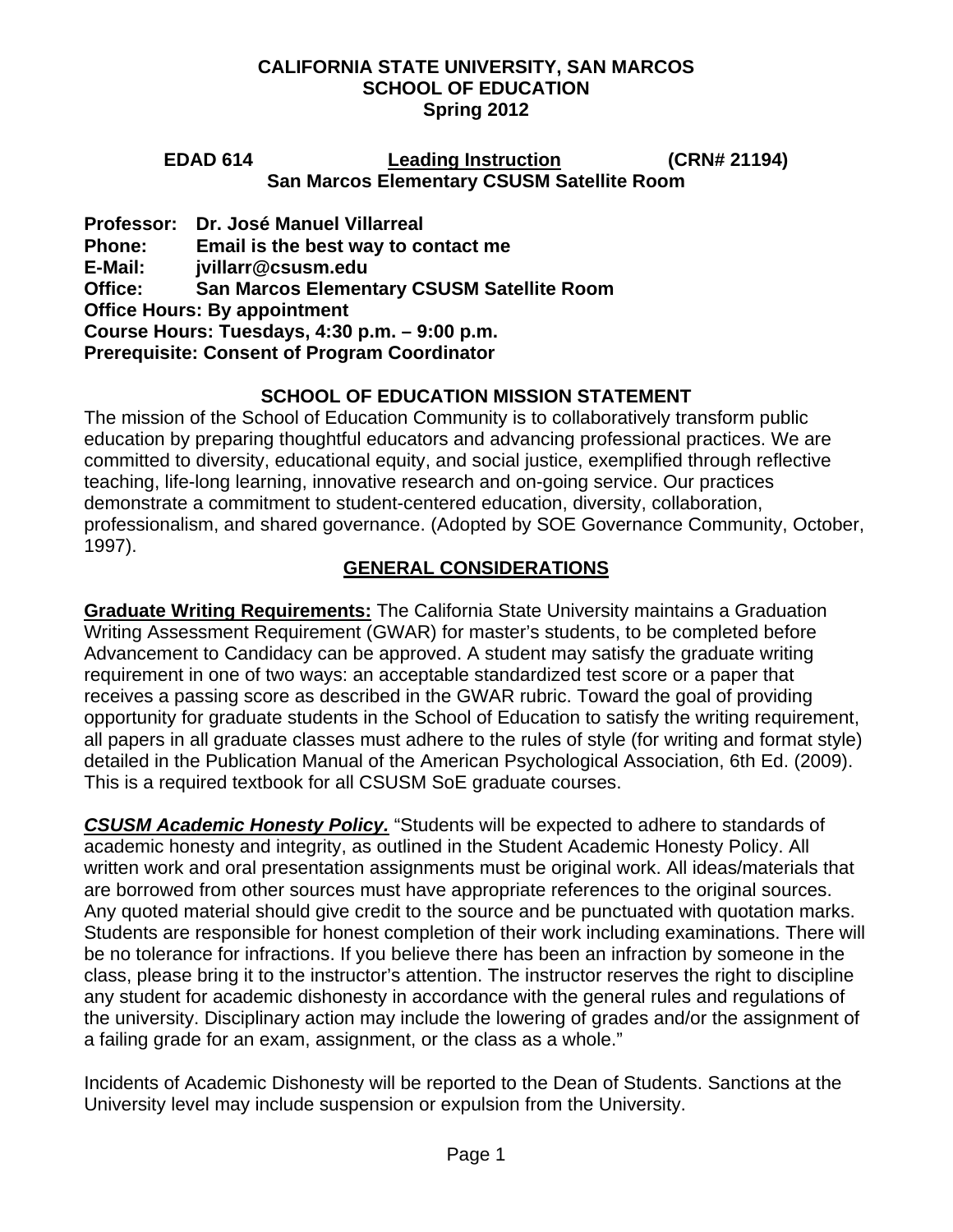**CALIFORNIA STATE UNIVERSITY, SAN MARCOS**
**SCHOOL OF EDUCATION**
**Spring 2012**

**EDAD 614 — Leading Instruction — (CRN# 21194)**
**San Marcos Elementary CSUSM Satellite Room**

**Professor:** Dr. José Manuel Villarreal
**Phone:** Email is the best way to contact me
**E-Mail:** jvillarr@csusm.edu
**Office:** San Marcos Elementary CSUSM Satellite Room
**Office Hours:** By appointment
**Course Hours:** Tuesdays, 4:30 p.m. – 9:00 p.m.
**Prerequisite:** Consent of Program Coordinator

## SCHOOL OF EDUCATION MISSION STATEMENT

The mission of the School of Education Community is to collaboratively transform public education by preparing thoughtful educators and advancing professional practices. We are committed to diversity, educational equity, and social justice, exemplified through reflective teaching, life-long learning, innovative research and on-going service. Our practices demonstrate a commitment to student-centered education, diversity, collaboration, professionalism, and shared governance. (Adopted by SOE Governance Community, October, 1997).

## GENERAL CONSIDERATIONS

**Graduate Writing Requirements:** The California State University maintains a Graduation Writing Assessment Requirement (GWAR) for master's students, to be completed before Advancement to Candidacy can be approved. A student may satisfy the graduate writing requirement in one of two ways: an acceptable standardized test score or a paper that receives a passing score as described in the GWAR rubric. Toward the goal of providing opportunity for graduate students in the School of Education to satisfy the writing requirement, all papers in all graduate classes must adhere to the rules of style (for writing and format style) detailed in the Publication Manual of the American Psychological Association, 6th Ed. (2009). This is a required textbook for all CSUSM SoE graduate courses.

***CSUSM Academic Honesty Policy.*** "Students will be expected to adhere to standards of academic honesty and integrity, as outlined in the Student Academic Honesty Policy. All written work and oral presentation assignments must be original work. All ideas/materials that are borrowed from other sources must have appropriate references to the original sources. Any quoted material should give credit to the source and be punctuated with quotation marks. Students are responsible for honest completion of their work including examinations. There will be no tolerance for infractions. If you believe there has been an infraction by someone in the class, please bring it to the instructor's attention. The instructor reserves the right to discipline any student for academic dishonesty in accordance with the general rules and regulations of the university. Disciplinary action may include the lowering of grades and/or the assignment of a failing grade for an exam, assignment, or the class as a whole."

Incidents of Academic Dishonesty will be reported to the Dean of Students. Sanctions at the University level may include suspension or expulsion from the University.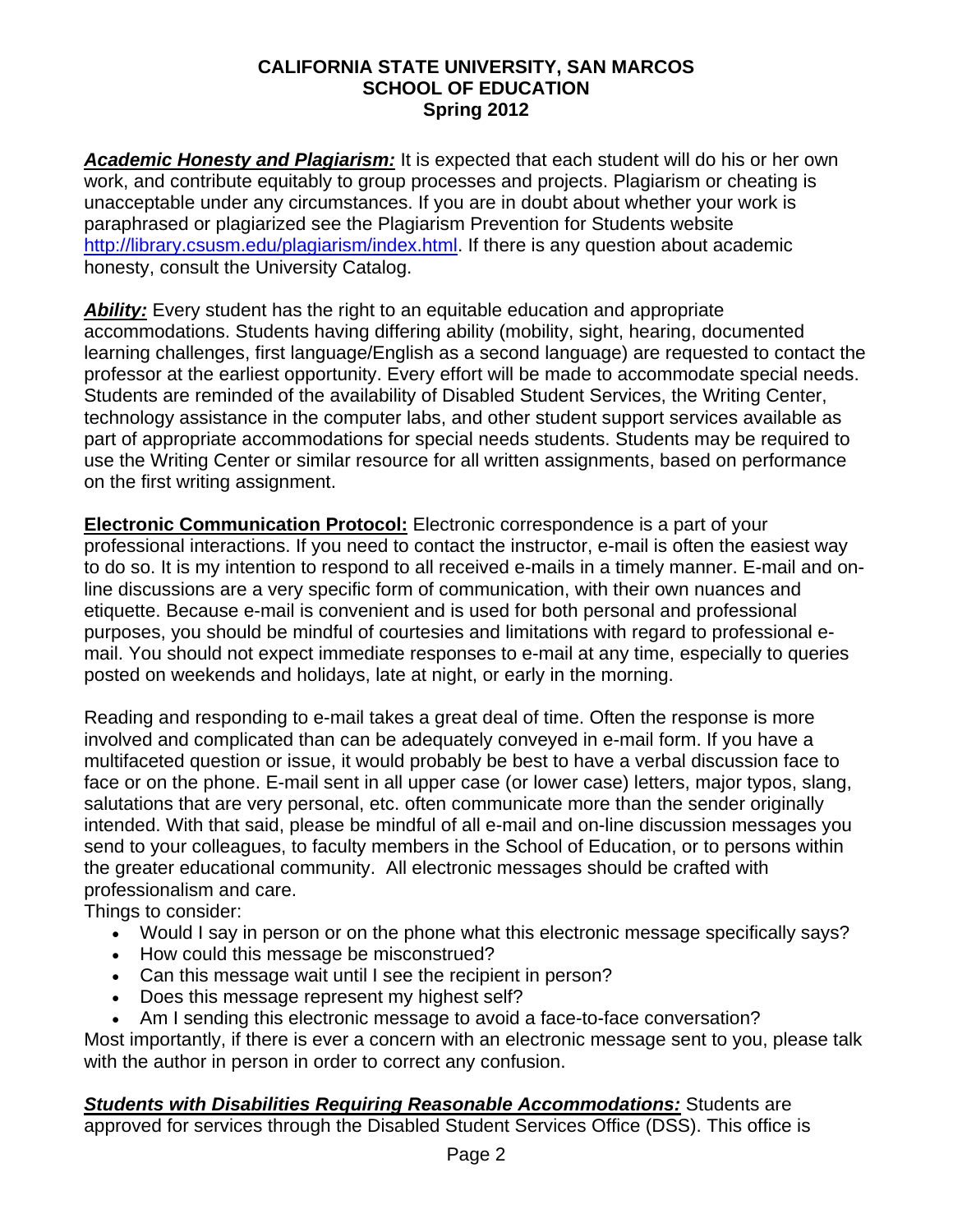**CALIFORNIA STATE UNIVERSITY, SAN MARCOS**
**SCHOOL OF EDUCATION**
**Spring 2012**

***Academic Honesty and Plagiarism:*** It is expected that each student will do his or her own work, and contribute equitably to group processes and projects. Plagiarism or cheating is unacceptable under any circumstances. If you are in doubt about whether your work is paraphrased or plagiarized see the Plagiarism Prevention for Students website http://library.csusm.edu/plagiarism/index.html. If there is any question about academic honesty, consult the University Catalog.

***Ability:*** Every student has the right to an equitable education and appropriate accommodations. Students having differing ability (mobility, sight, hearing, documented learning challenges, first language/English as a second language) are requested to contact the professor at the earliest opportunity. Every effort will be made to accommodate special needs. Students are reminded of the availability of Disabled Student Services, the Writing Center, technology assistance in the computer labs, and other student support services available as part of appropriate accommodations for special needs students. Students may be required to use the Writing Center or similar resource for all written assignments, based on performance on the first writing assignment.

**Electronic Communication Protocol:** Electronic correspondence is a part of your professional interactions. If you need to contact the instructor, e-mail is often the easiest way to do so. It is my intention to respond to all received e-mails in a timely manner. E-mail and on-line discussions are a very specific form of communication, with their own nuances and etiquette. Because e-mail is convenient and is used for both personal and professional purposes, you should be mindful of courtesies and limitations with regard to professional e-mail. You should not expect immediate responses to e-mail at any time, especially to queries posted on weekends and holidays, late at night, or early in the morning.

Reading and responding to e-mail takes a great deal of time. Often the response is more involved and complicated than can be adequately conveyed in e-mail form. If you have a multifaceted question or issue, it would probably be best to have a verbal discussion face to face or on the phone. E-mail sent in all upper case (or lower case) letters, major typos, slang, salutations that are very personal, etc. often communicate more than the sender originally intended. With that said, please be mindful of all e-mail and on-line discussion messages you send to your colleagues, to faculty members in the School of Education, or to persons within the greater educational community. All electronic messages should be crafted with professionalism and care.

Things to consider:

- Would I say in person or on the phone what this electronic message specifically says?
- How could this message be misconstrued?
- Can this message wait until I see the recipient in person?
- Does this message represent my highest self?
- Am I sending this electronic message to avoid a face-to-face conversation?

Most importantly, if there is ever a concern with an electronic message sent to you, please talk with the author in person in order to correct any confusion.

***Students with Disabilities Requiring Reasonable Accommodations:*** Students are approved for services through the Disabled Student Services Office (DSS). This office is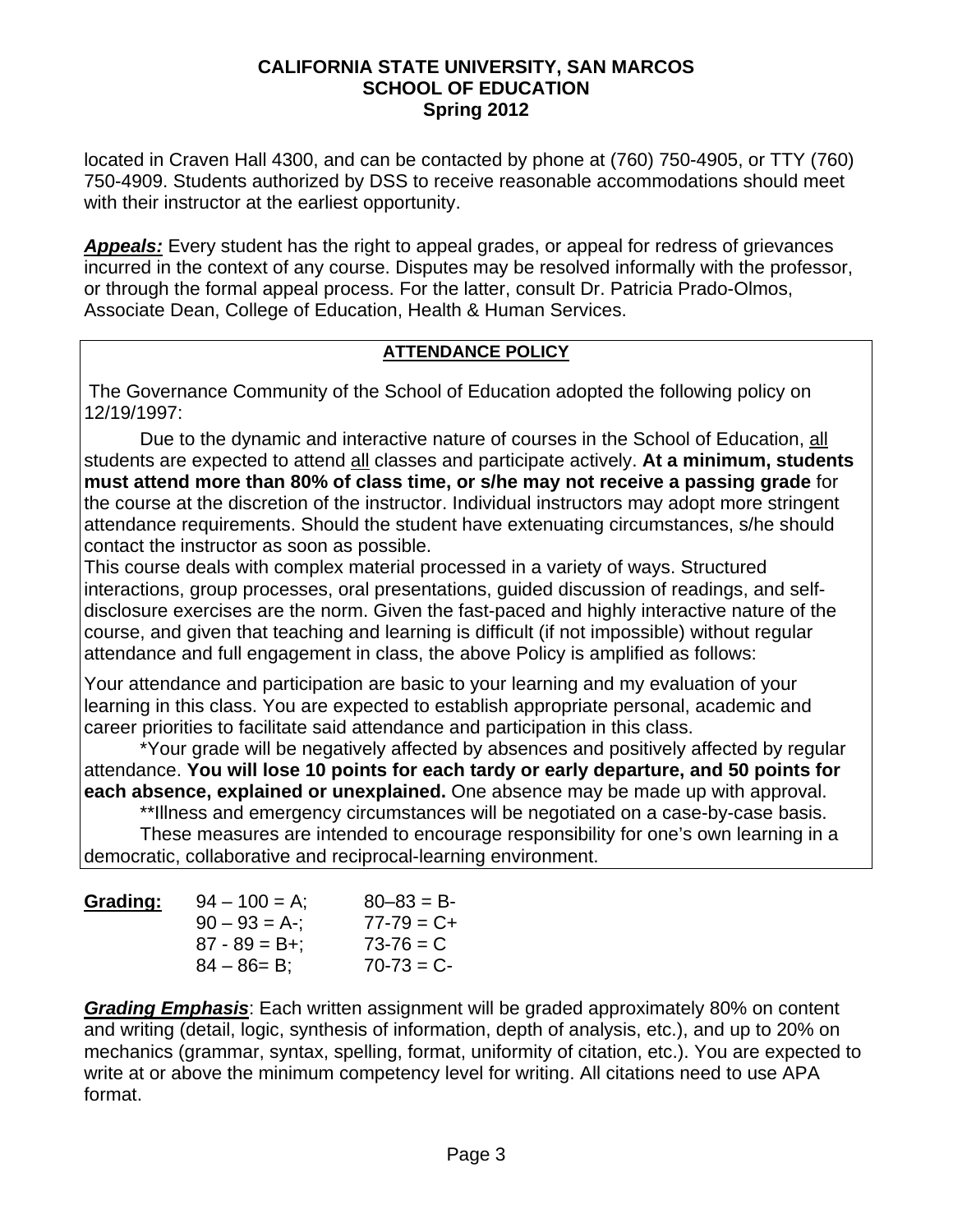located in Craven Hall 4300, and can be contacted by phone at (760) 750-4905, or TTY (760) 750-4909. Students authorized by DSS to receive reasonable accommodations should meet with their instructor at the earliest opportunity.

***Appeals:*** Every student has the right to appeal grades, or appeal for redress of grievances incurred in the context of any course. Disputes may be resolved informally with the professor, or through the formal appeal process. For the latter, consult Dr. Patricia Prado-Olmos, Associate Dean, College of Education, Health & Human Services.

**ATTENDANCE POLICY**

The Governance Community of the School of Education adopted the following policy on 12/19/1997:

Due to the dynamic and interactive nature of courses in the School of Education, all students are expected to attend all classes and participate actively. **At a minimum, students must attend more than 80% of class time, or s/he may not receive a passing grade** for the course at the discretion of the instructor. Individual instructors may adopt more stringent attendance requirements. Should the student have extenuating circumstances, s/he should contact the instructor as soon as possible.

This course deals with complex material processed in a variety of ways. Structured interactions, group processes, oral presentations, guided discussion of readings, and self-disclosure exercises are the norm. Given the fast-paced and highly interactive nature of the course, and given that teaching and learning is difficult (if not impossible) without regular attendance and full engagement in class, the above Policy is amplified as follows:

Your attendance and participation are basic to your learning and my evaluation of your learning in this class. You are expected to establish appropriate personal, academic and career priorities to facilitate said attendance and participation in this class.

*Your grade will be negatively affected by absences and positively affected by regular attendance. **You will lose 10 points for each tardy or early departure, and 50 points for each absence, explained or unexplained.** One absence may be made up with approval.

**Illness and emergency circumstances will be negotiated on a case-by-case basis.

These measures are intended to encourage responsibility for one's own learning in a democratic, collaborative and reciprocal-learning environment.

**Grading:**

| | |
|---|---|
| 94 – 100 = A; | 80–83 = B- |
| 90 – 93 = A-; | 77-79 = C+ |
| 87 - 89 = B+; | 73-76 = C |
| 84 – 86= B; | 70-73 = C- |

***Grading Emphasis***: Each written assignment will be graded approximately 80% on content and writing (detail, logic, synthesis of information, depth of analysis, etc.), and up to 20% on mechanics (grammar, syntax, spelling, format, uniformity of citation, etc.). You are expected to write at or above the minimum competency level for writing. All citations need to use APA format.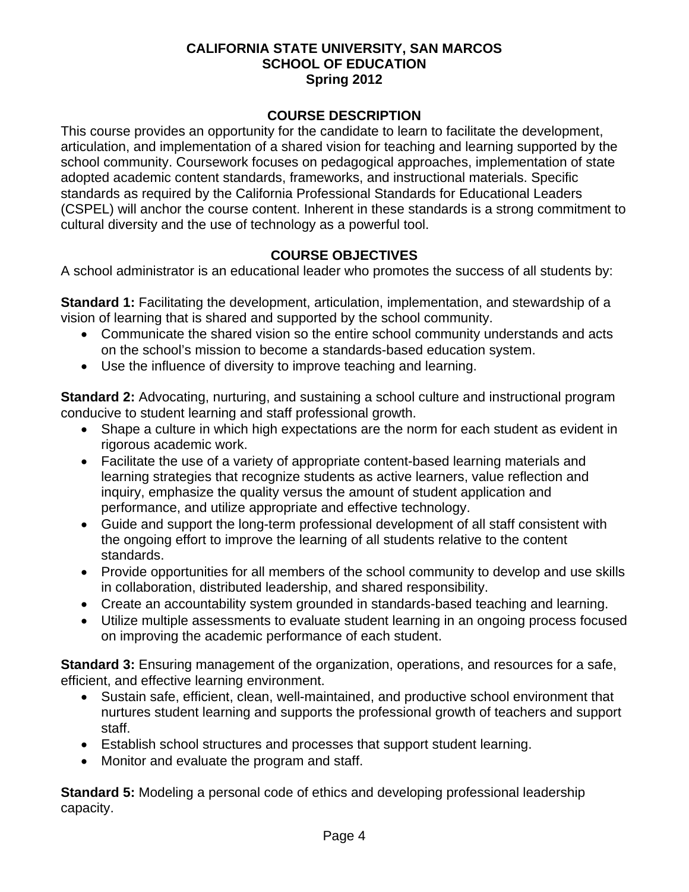**CALIFORNIA STATE UNIVERSITY, SAN MARCOS**
**SCHOOL OF EDUCATION**
**Spring 2012**

## COURSE DESCRIPTION

This course provides an opportunity for the candidate to learn to facilitate the development, articulation, and implementation of a shared vision for teaching and learning supported by the school community. Coursework focuses on pedagogical approaches, implementation of state adopted academic content standards, frameworks, and instructional materials. Specific standards as required by the California Professional Standards for Educational Leaders (CSPEL) will anchor the course content. Inherent in these standards is a strong commitment to cultural diversity and the use of technology as a powerful tool.

## COURSE OBJECTIVES

A school administrator is an educational leader who promotes the success of all students by:

**Standard 1:** Facilitating the development, articulation, implementation, and stewardship of a vision of learning that is shared and supported by the school community.

- Communicate the shared vision so the entire school community understands and acts on the school's mission to become a standards-based education system.
- Use the influence of diversity to improve teaching and learning.

**Standard 2:** Advocating, nurturing, and sustaining a school culture and instructional program conducive to student learning and staff professional growth.

- Shape a culture in which high expectations are the norm for each student as evident in rigorous academic work.
- Facilitate the use of a variety of appropriate content-based learning materials and learning strategies that recognize students as active learners, value reflection and inquiry, emphasize the quality versus the amount of student application and performance, and utilize appropriate and effective technology.
- Guide and support the long-term professional development of all staff consistent with the ongoing effort to improve the learning of all students relative to the content standards.
- Provide opportunities for all members of the school community to develop and use skills in collaboration, distributed leadership, and shared responsibility.
- Create an accountability system grounded in standards-based teaching and learning.
- Utilize multiple assessments to evaluate student learning in an ongoing process focused on improving the academic performance of each student.

**Standard 3:** Ensuring management of the organization, operations, and resources for a safe, efficient, and effective learning environment.

- Sustain safe, efficient, clean, well-maintained, and productive school environment that nurtures student learning and supports the professional growth of teachers and support staff.
- Establish school structures and processes that support student learning.
- Monitor and evaluate the program and staff.

**Standard 5:** Modeling a personal code of ethics and developing professional leadership capacity.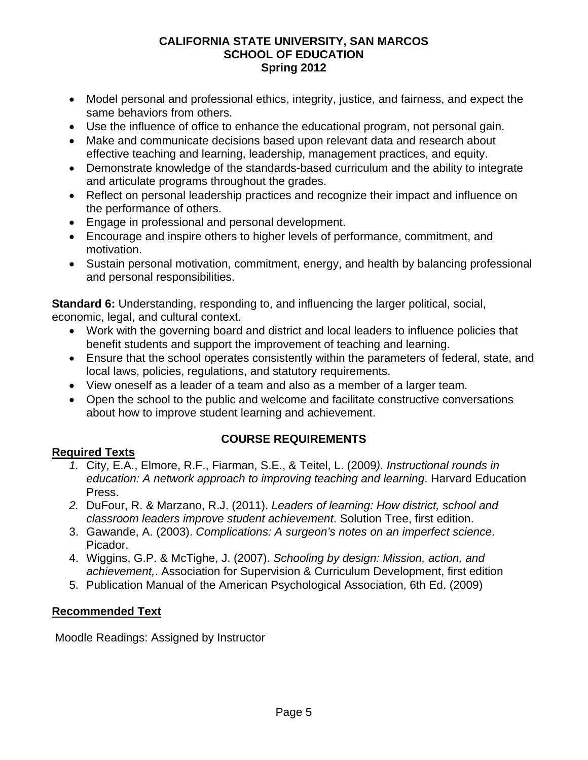- Model personal and professional ethics, integrity, justice, and fairness, and expect the same behaviors from others.
- Use the influence of office to enhance the educational program, not personal gain.
- Make and communicate decisions based upon relevant data and research about effective teaching and learning, leadership, management practices, and equity.
- Demonstrate knowledge of the standards-based curriculum and the ability to integrate and articulate programs throughout the grades.
- Reflect on personal leadership practices and recognize their impact and influence on the performance of others.
- Engage in professional and personal development.
- Encourage and inspire others to higher levels of performance, commitment, and motivation.
- Sustain personal motivation, commitment, energy, and health by balancing professional and personal responsibilities.

**Standard 6:** Understanding, responding to, and influencing the larger political, social, economic, legal, and cultural context.

- Work with the governing board and district and local leaders to influence policies that benefit students and support the improvement of teaching and learning.
- Ensure that the school operates consistently within the parameters of federal, state, and local laws, policies, regulations, and statutory requirements.
- View oneself as a leader of a team and also as a member of a larger team.
- Open the school to the public and welcome and facilitate constructive conversations about how to improve student learning and achievement.

## COURSE REQUIREMENTS

### Required Texts

1. City, E.A., Elmore, R.F., Fiarman, S.E., & Teitel, L. (2009*). Instructional rounds in education: A network approach to improving teaching and learning*. Harvard Education Press.
2. DuFour, R. & Marzano, R.J. (2011). *Leaders of learning: How district, school and classroom leaders improve student achievement*. Solution Tree, first edition.
3. Gawande, A. (2003). *Complications: A surgeon's notes on an imperfect science*. Picador.
4. Wiggins, G.P. & McTighe, J. (2007). *Schooling by design: Mission, action, and achievement,*. Association for Supervision & Curriculum Development, first edition
5. Publication Manual of the American Psychological Association, 6th Ed. (2009)

### Recommended Text

Moodle Readings: Assigned by Instructor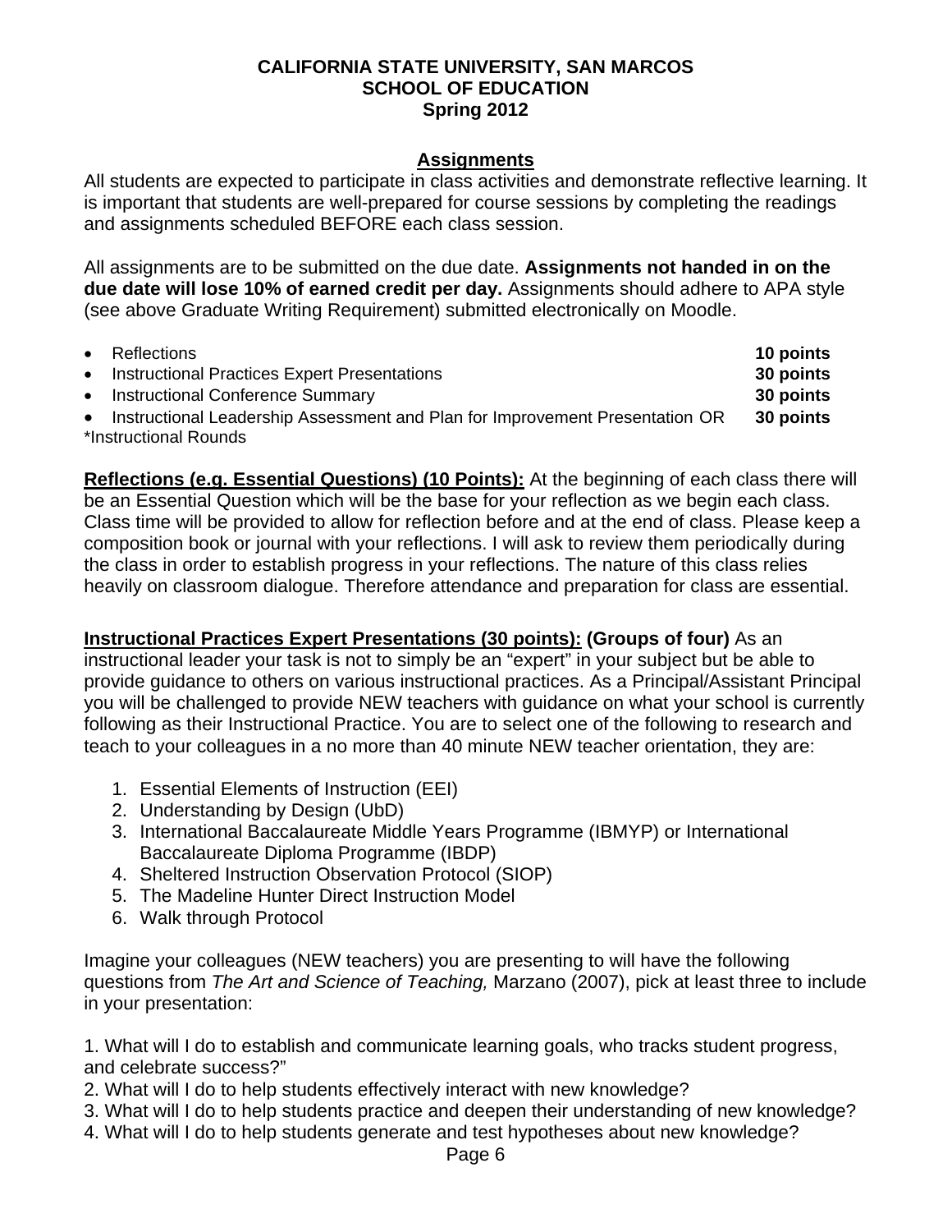**CALIFORNIA STATE UNIVERSITY, SAN MARCOS**
**SCHOOL OF EDUCATION**
**Spring 2012**

## Assignments

All students are expected to participate in class activities and demonstrate reflective learning. It is important that students are well-prepared for course sessions by completing the readings and assignments scheduled BEFORE each class session.

All assignments are to be submitted on the due date. **Assignments not handed in on the due date will lose 10% of earned credit per day.** Assignments should adhere to APA style (see above Graduate Writing Requirement) submitted electronically on Moodle.

- Reflections **10 points**
- Instructional Practices Expert Presentations **30 points**
- Instructional Conference Summary **30 points**
- Instructional Leadership Assessment and Plan for Improvement Presentation OR *Instructional Rounds **30 points**

**Reflections (e.g. Essential Questions) (10 Points):** At the beginning of each class there will be an Essential Question which will be the base for your reflection as we begin each class. Class time will be provided to allow for reflection before and at the end of class. Please keep a composition book or journal with your reflections. I will ask to review them periodically during the class in order to establish progress in your reflections. The nature of this class relies heavily on classroom dialogue. Therefore attendance and preparation for class are essential.

**Instructional Practices Expert Presentations (30 points): (Groups of four)** As an instructional leader your task is not to simply be an "expert" in your subject but be able to provide guidance to others on various instructional practices. As a Principal/Assistant Principal you will be challenged to provide NEW teachers with guidance on what your school is currently following as their Instructional Practice. You are to select one of the following to research and teach to your colleagues in a no more than 40 minute NEW teacher orientation, they are:

1. Essential Elements of Instruction (EEI)
2. Understanding by Design (UbD)
3. International Baccalaureate Middle Years Programme (IBMYP) or International Baccalaureate Diploma Programme (IBDP)
4. Sheltered Instruction Observation Protocol (SIOP)
5. The Madeline Hunter Direct Instruction Model
6. Walk through Protocol

Imagine your colleagues (NEW teachers) you are presenting to will have the following questions from *The Art and Science of Teaching,* Marzano (2007), pick at least three to include in your presentation:

1. What will I do to establish and communicate learning goals, who tracks student progress, and celebrate success?"
2. What will I do to help students effectively interact with new knowledge?
3. What will I do to help students practice and deepen their understanding of new knowledge?
4. What will I do to help students generate and test hypotheses about new knowledge?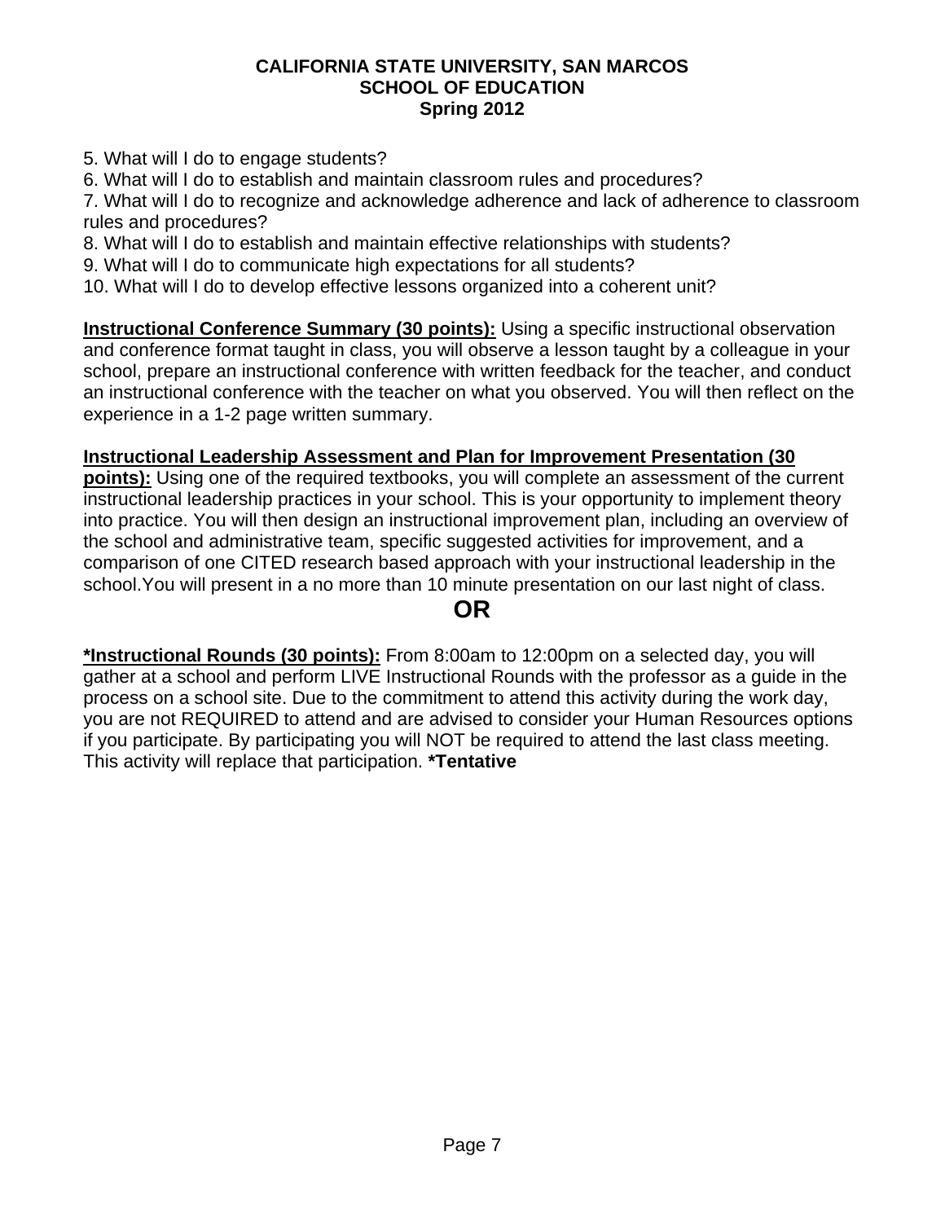5. What will I do to engage students?
6. What will I do to establish and maintain classroom rules and procedures?
7. What will I do to recognize and acknowledge adherence and lack of adherence to classroom rules and procedures?
8. What will I do to establish and maintain effective relationships with students?
9. What will I do to communicate high expectations for all students?
10. What will I do to develop effective lessons organized into a coherent unit?

**Instructional Conference Summary (30 points):** Using a specific instructional observation and conference format taught in class, you will observe a lesson taught by a colleague in your school, prepare an instructional conference with written feedback for the teacher, and conduct an instructional conference with the teacher on what you observed. You will then reflect on the experience in a 1-2 page written summary.

**Instructional Leadership Assessment and Plan for Improvement Presentation (30 points):** Using one of the required textbooks, you will complete an assessment of the current instructional leadership practices in your school. This is your opportunity to implement theory into practice. You will then design an instructional improvement plan, including an overview of the school and administrative team, specific suggested activities for improvement, and a comparison of one CITED research based approach with your instructional leadership in the school.You will present in a no more than 10 minute presentation on our last night of class.

**OR**

***Instructional Rounds (30 points):** From 8:00am to 12:00pm on a selected day, you will gather at a school and perform LIVE Instructional Rounds with the professor as a guide in the process on a school site. Due to the commitment to attend this activity during the work day, you are not REQUIRED to attend and are advised to consider your Human Resources options if you participate. By participating you will NOT be required to attend the last class meeting. This activity will replace that participation. ***Tentative**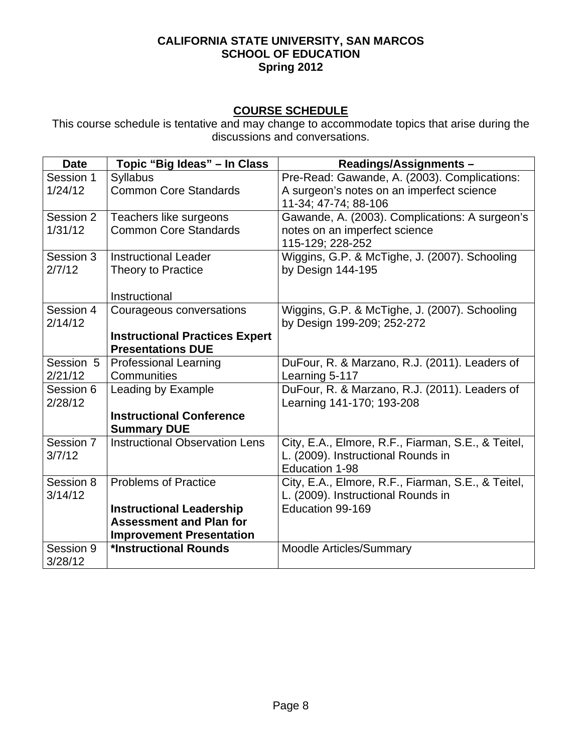**CALIFORNIA STATE UNIVERSITY, SAN MARCOS**
**SCHOOL OF EDUCATION**
**Spring 2012**

## COURSE SCHEDULE

This course schedule is tentative and may change to accommodate topics that arise during the discussions and conversations.

| Date | Topic "Big Ideas" – In Class | Readings/Assignments – |
|---|---|---|
| Session 1 1/24/12 | Syllabus<br>Common Core Standards | Pre-Read: Gawande, A. (2003). Complications: A surgeon's notes on an imperfect science 11-34; 47-74; 88-106 |
| Session 2 1/31/12 | Teachers like surgeons<br>Common Core Standards | Gawande, A. (2003). Complications: A surgeon's notes on an imperfect science 115-129; 228-252 |
| Session 3 2/7/12 | Instructional Leader<br>Theory to Practice<br><br>Instructional | Wiggins, G.P. & McTighe, J. (2007). Schooling by Design 144-195 |
| Session 4 2/14/12 | Courageous conversations<br><br>**Instructional Practices Expert Presentations DUE** | Wiggins, G.P. & McTighe, J. (2007). Schooling by Design 199-209; 252-272 |
| Session 5 2/21/12 | Professional Learning Communities | DuFour, R. & Marzano, R.J. (2011). Leaders of Learning 5-117 |
| Session 6 2/28/12 | Leading by Example<br><br>**Instructional Conference Summary DUE** | DuFour, R. & Marzano, R.J. (2011). Leaders of Learning 141-170; 193-208 |
| Session 7 3/7/12 | Instructional Observation Lens | City, E.A., Elmore, R.F., Fiarman, S.E., & Teitel, L. (2009). Instructional Rounds in Education 1-98 |
| Session 8 3/14/12 | Problems of Practice<br><br>**Instructional Leadership Assessment and Plan for Improvement Presentation** | City, E.A., Elmore, R.F., Fiarman, S.E., & Teitel, L. (2009). Instructional Rounds in Education 99-169 |
| Session 9 3/28/12 | ***Instructional Rounds** | Moodle Articles/Summary |